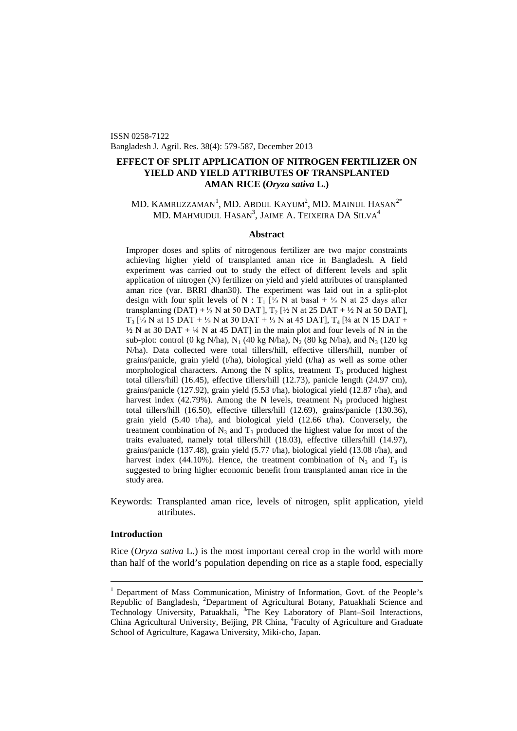ISSN 0258-7122
Bangladesh J. Agril. Res. 38(4): 579-587, December 2013

# EFFECT OF SPLIT APPLICATION OF NITROGEN FERTILIZER ON YIELD AND YIELD ATTRIBUTES OF TRANSPLANTED AMAN RICE (*Oryza sativa* L.)

MD. KAMRUZZAMAN[1], MD. ABDUL KAYUM[2], MD. MAINUL HASAN[2*]
MD. MAHMUDUL HASAN[3], JAIME A. TEIXEIRA DA SILVA[4]

## Abstract

Improper doses and splits of nitrogenous fertilizer are two major constraints achieving higher yield of transplanted aman rice in Bangladesh. A field experiment was carried out to study the effect of different levels and split application of nitrogen (N) fertilizer on yield and yield attributes of transplanted aman rice (var. BRRI dhan30). The experiment was laid out in a split-plot design with four split levels of N : $T_1$ [⅓ N at basal + ⅓ N at 25 days after transplanting (DAT) + ⅓ N at 50 DAT], $T_2$ [½ N at 25 DAT + ½ N at 50 DAT], $T_3$ [⅓ N at 15 DAT + ⅓ N at 30 DAT + ⅓ N at 45 DAT], $T_4$ [¼ at N 15 DAT + ½ N at 30 DAT + ¼ N at 45 DAT] in the main plot and four levels of N in the sub-plot: control (0 kg N/ha), $N_1$ (40 kg N/ha), $N_2$ (80 kg N/ha), and $N_3$ (120 kg N/ha). Data collected were total tillers/hill, effective tillers/hill, number of grains/panicle, grain yield (t/ha), biological yield (t/ha) as well as some other morphological characters. Among the N splits, treatment $T_3$ produced highest total tillers/hill (16.45), effective tillers/hill (12.73), panicle length (24.97 cm), grains/panicle (127.92), grain yield (5.53 t/ha), biological yield (12.87 t/ha), and harvest index (42.79%). Among the N levels, treatment $N_3$ produced highest total tillers/hill (16.50), effective tillers/hill (12.69), grains/panicle (130.36), grain yield (5.40 t/ha), and biological yield (12.66 t/ha). Conversely, the treatment combination of $N_3$ and $T_3$ produced the highest value for most of the traits evaluated, namely total tillers/hill (18.03), effective tillers/hill (14.97), grains/panicle (137.48), grain yield (5.77 t/ha), biological yield (13.08 t/ha), and harvest index (44.10%). Hence, the treatment combination of $N_3$ and $T_3$ is suggested to bring higher economic benefit from transplanted aman rice in the study area.

Keywords: Transplanted aman rice, levels of nitrogen, split application, yield attributes.

## Introduction

Rice (*Oryza sativa* L.) is the most important cereal crop in the world with more than half of the world's population depending on rice as a staple food, especially

---

[1] Department of Mass Communication, Ministry of Information, Govt. of the People's Republic of Bangladesh, [2]Department of Agricultural Botany, Patuakhali Science and Technology University, Patuakhali, [3]The Key Laboratory of Plant–Soil Interactions, China Agricultural University, Beijing, PR China, [4]Faculty of Agriculture and Graduate School of Agriculture, Kagawa University, Miki-cho, Japan.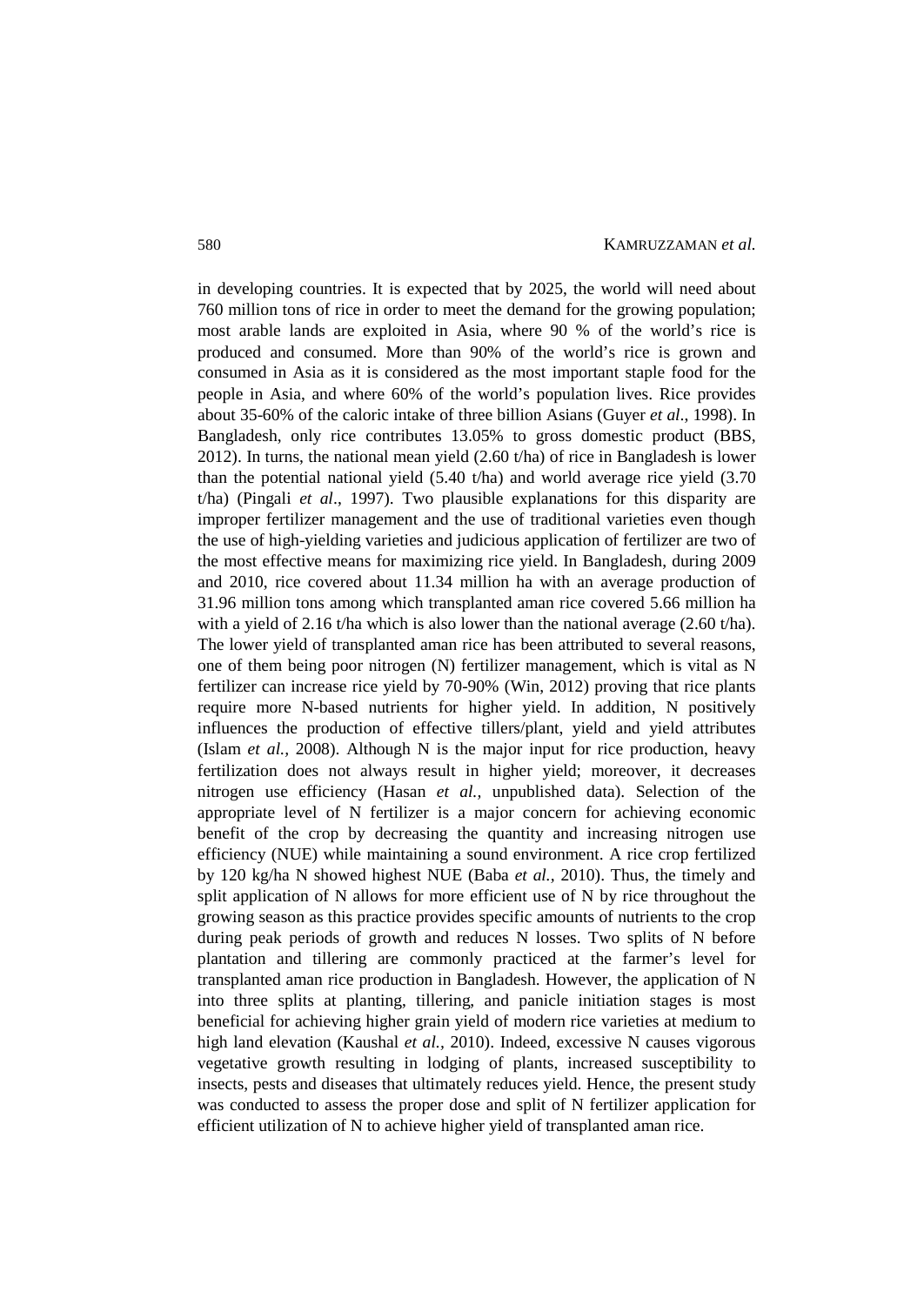in developing countries. It is expected that by 2025, the world will need about 760 million tons of rice in order to meet the demand for the growing population; most arable lands are exploited in Asia, where 90 % of the world's rice is produced and consumed. More than 90% of the world's rice is grown and consumed in Asia as it is considered as the most important staple food for the people in Asia, and where 60% of the world's population lives. Rice provides about 35-60% of the caloric intake of three billion Asians (Guyer *et al*., 1998). In Bangladesh, only rice contributes 13.05% to gross domestic product (BBS, 2012). In turns, the national mean yield (2.60 t/ha) of rice in Bangladesh is lower than the potential national yield (5.40 t/ha) and world average rice yield (3.70 t/ha) (Pingali *et al*., 1997). Two plausible explanations for this disparity are improper fertilizer management and the use of traditional varieties even though the use of high-yielding varieties and judicious application of fertilizer are two of the most effective means for maximizing rice yield. In Bangladesh, during 2009 and 2010, rice covered about 11.34 million ha with an average production of 31.96 million tons among which transplanted aman rice covered 5.66 million ha with a yield of 2.16 t/ha which is also lower than the national average (2.60 t/ha). The lower yield of transplanted aman rice has been attributed to several reasons, one of them being poor nitrogen (N) fertilizer management, which is vital as N fertilizer can increase rice yield by 70-90% (Win, 2012) proving that rice plants require more N-based nutrients for higher yield. In addition, N positively influences the production of effective tillers/plant, yield and yield attributes (Islam *et al.,* 2008). Although N is the major input for rice production, heavy fertilization does not always result in higher yield; moreover, it decreases nitrogen use efficiency (Hasan *et al.,* unpublished data). Selection of the appropriate level of N fertilizer is a major concern for achieving economic benefit of the crop by decreasing the quantity and increasing nitrogen use efficiency (NUE) while maintaining a sound environment. A rice crop fertilized by 120 kg/ha N showed highest NUE (Baba *et al.,* 2010). Thus, the timely and split application of N allows for more efficient use of N by rice throughout the growing season as this practice provides specific amounts of nutrients to the crop during peak periods of growth and reduces N losses. Two splits of N before plantation and tillering are commonly practiced at the farmer's level for transplanted aman rice production in Bangladesh. However, the application of N into three splits at planting, tillering, and panicle initiation stages is most beneficial for achieving higher grain yield of modern rice varieties at medium to high land elevation (Kaushal *et al.,* 2010). Indeed, excessive N causes vigorous vegetative growth resulting in lodging of plants, increased susceptibility to insects, pests and diseases that ultimately reduces yield. Hence, the present study was conducted to assess the proper dose and split of N fertilizer application for efficient utilization of N to achieve higher yield of transplanted aman rice.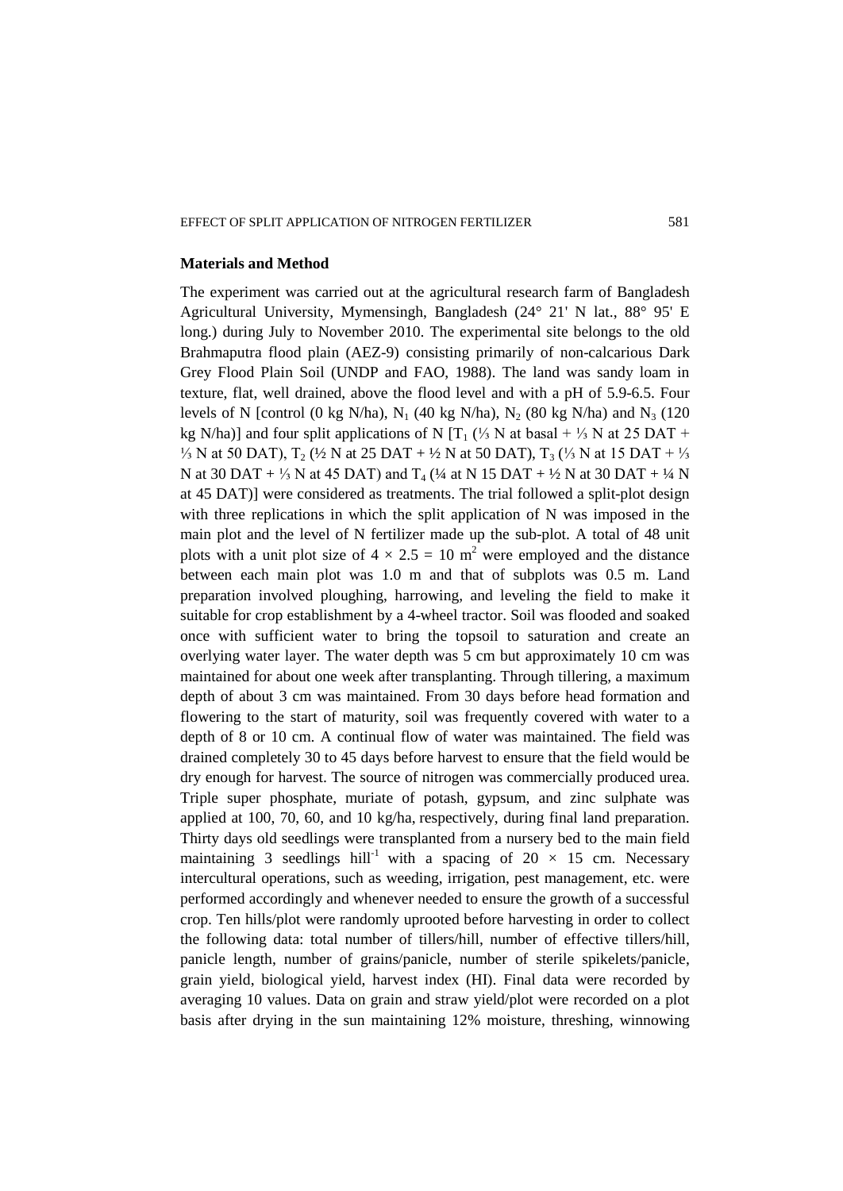## Materials and Method

The experiment was carried out at the agricultural research farm of Bangladesh Agricultural University, Mymensingh, Bangladesh (24° 21' N lat., 88° 95' E long.) during July to November 2010. The experimental site belongs to the old Brahmaputra flood plain (AEZ-9) consisting primarily of non-calcarious Dark Grey Flood Plain Soil (UNDP and FAO, 1988). The land was sandy loam in texture, flat, well drained, above the flood level and with a pH of 5.9-6.5. Four levels of N [control (0 kg N/ha), $N_1$ (40 kg N/ha), $N_2$ (80 kg N/ha) and $N_3$ (120 kg N/ha)] and four split applications of N [$T_1$ (⅓ N at basal + ⅓ N at 25 DAT + ⅓ N at 50 DAT), $T_2$ (½ N at 25 DAT + ½ N at 50 DAT), $T_3$ (⅓ N at 15 DAT + ⅓ N at 30 DAT + ⅓ N at 45 DAT) and $T_4$ (¼ at N 15 DAT + ½ N at 30 DAT + ¼ N at 45 DAT)] were considered as treatments. The trial followed a split-plot design with three replications in which the split application of N was imposed in the main plot and the level of N fertilizer made up the sub-plot. A total of 48 unit plots with a unit plot size of $4 \times 2.5 = 10$ m$^2$ were employed and the distance between each main plot was 1.0 m and that of subplots was 0.5 m. Land preparation involved ploughing, harrowing, and leveling the field to make it suitable for crop establishment by a 4-wheel tractor. Soil was flooded and soaked once with sufficient water to bring the topsoil to saturation and create an overlying water layer. The water depth was 5 cm but approximately 10 cm was maintained for about one week after transplanting. Through tillering, a maximum depth of about 3 cm was maintained. From 30 days before head formation and flowering to the start of maturity, soil was frequently covered with water to a depth of 8 or 10 cm. A continual flow of water was maintained. The field was drained completely 30 to 45 days before harvest to ensure that the field would be dry enough for harvest. The source of nitrogen was commercially produced urea. Triple super phosphate, muriate of potash, gypsum, and zinc sulphate was applied at 100, 70, 60, and 10 kg/ha, respectively, during final land preparation. Thirty days old seedlings were transplanted from a nursery bed to the main field maintaining 3 seedlings hill$^{-1}$ with a spacing of $20 \times 15$ cm. Necessary intercultural operations, such as weeding, irrigation, pest management, etc. were performed accordingly and whenever needed to ensure the growth of a successful crop. Ten hills/plot were randomly uprooted before harvesting in order to collect the following data: total number of tillers/hill, number of effective tillers/hill, panicle length, number of grains/panicle, number of sterile spikelets/panicle, grain yield, biological yield, harvest index (HI). Final data were recorded by averaging 10 values. Data on grain and straw yield/plot were recorded on a plot basis after drying in the sun maintaining 12% moisture, threshing, winnowing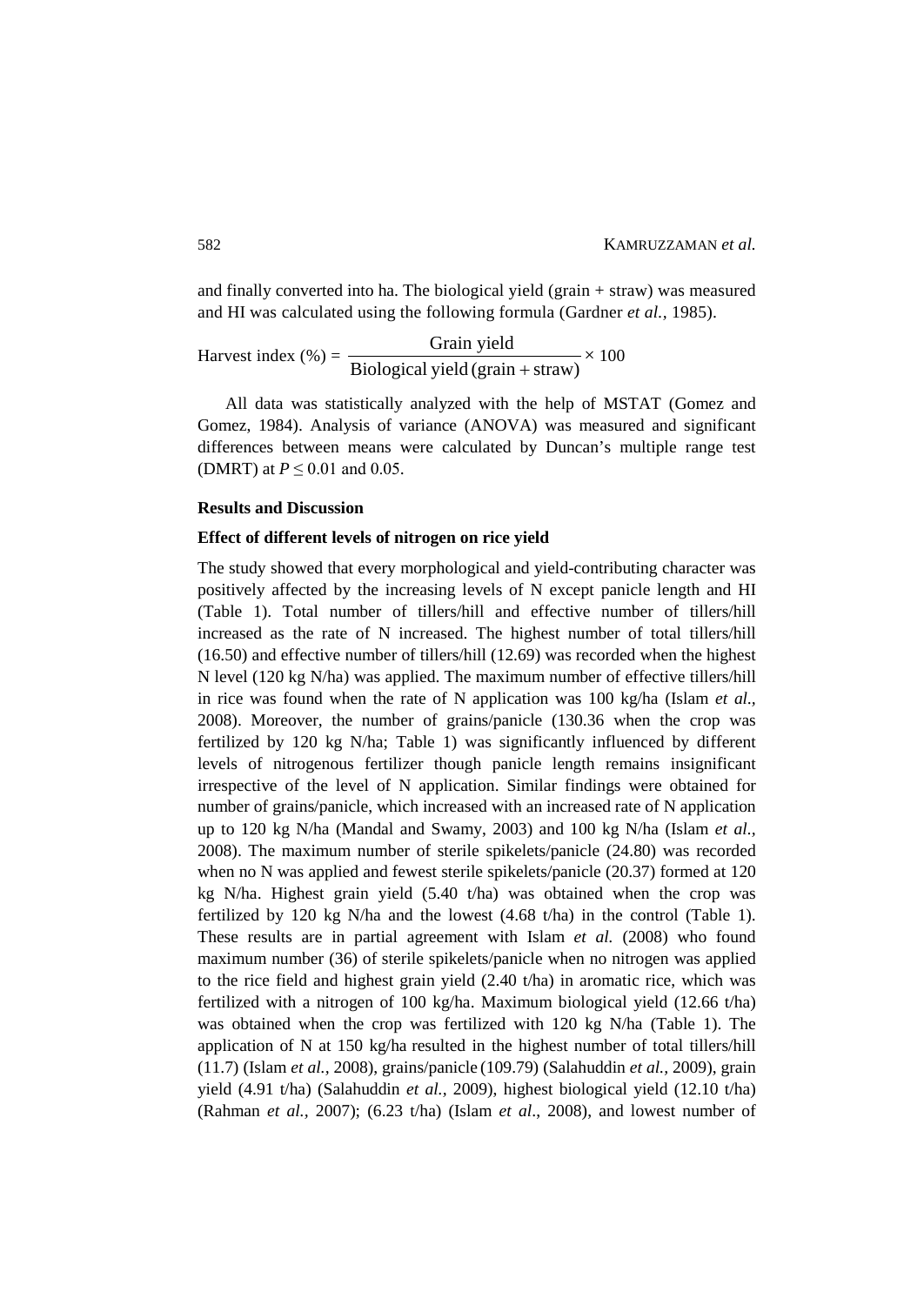and finally converted into ha. The biological yield (grain + straw) was measured and HI was calculated using the following formula (Gardner *et al.*, 1985).

$$\text{Harvest index (\%)} = \frac{\text{Grain yield}}{\text{Biological yield (grain + straw)}} \times 100$$

All data was statistically analyzed with the help of MSTAT (Gomez and Gomez, 1984). Analysis of variance (ANOVA) was measured and significant differences between means were calculated by Duncan's multiple range test (DMRT) at $P \leq 0.01$ and 0.05.

## Results and Discussion

### Effect of different levels of nitrogen on rice yield

The study showed that every morphological and yield-contributing character was positively affected by the increasing levels of N except panicle length and HI (Table 1). Total number of tillers/hill and effective number of tillers/hill increased as the rate of N increased. The highest number of total tillers/hill (16.50) and effective number of tillers/hill (12.69) was recorded when the highest N level (120 kg N/ha) was applied. The maximum number of effective tillers/hill in rice was found when the rate of N application was 100 kg/ha (Islam *et al.*, 2008). Moreover, the number of grains/panicle (130.36 when the crop was fertilized by 120 kg N/ha; Table 1) was significantly influenced by different levels of nitrogenous fertilizer though panicle length remains insignificant irrespective of the level of N application. Similar findings were obtained for number of grains/panicle, which increased with an increased rate of N application up to 120 kg N/ha (Mandal and Swamy, 2003) and 100 kg N/ha (Islam *et al.*, 2008). The maximum number of sterile spikelets/panicle (24.80) was recorded when no N was applied and fewest sterile spikelets/panicle (20.37) formed at 120 kg N/ha. Highest grain yield (5.40 t/ha) was obtained when the crop was fertilized by 120 kg N/ha and the lowest (4.68 t/ha) in the control (Table 1). These results are in partial agreement with Islam *et al.* (2008) who found maximum number (36) of sterile spikelets/panicle when no nitrogen was applied to the rice field and highest grain yield (2.40 t/ha) in aromatic rice, which was fertilized with a nitrogen of 100 kg/ha. Maximum biological yield (12.66 t/ha) was obtained when the crop was fertilized with 120 kg N/ha (Table 1). The application of N at 150 kg/ha resulted in the highest number of total tillers/hill (11.7) (Islam *et al.*, 2008), grains/panicle (109.79) (Salahuddin *et al.*, 2009), grain yield (4.91 t/ha) (Salahuddin *et al.*, 2009), highest biological yield (12.10 t/ha) (Rahman *et al.*, 2007); (6.23 t/ha) (Islam *et al.*, 2008), and lowest number of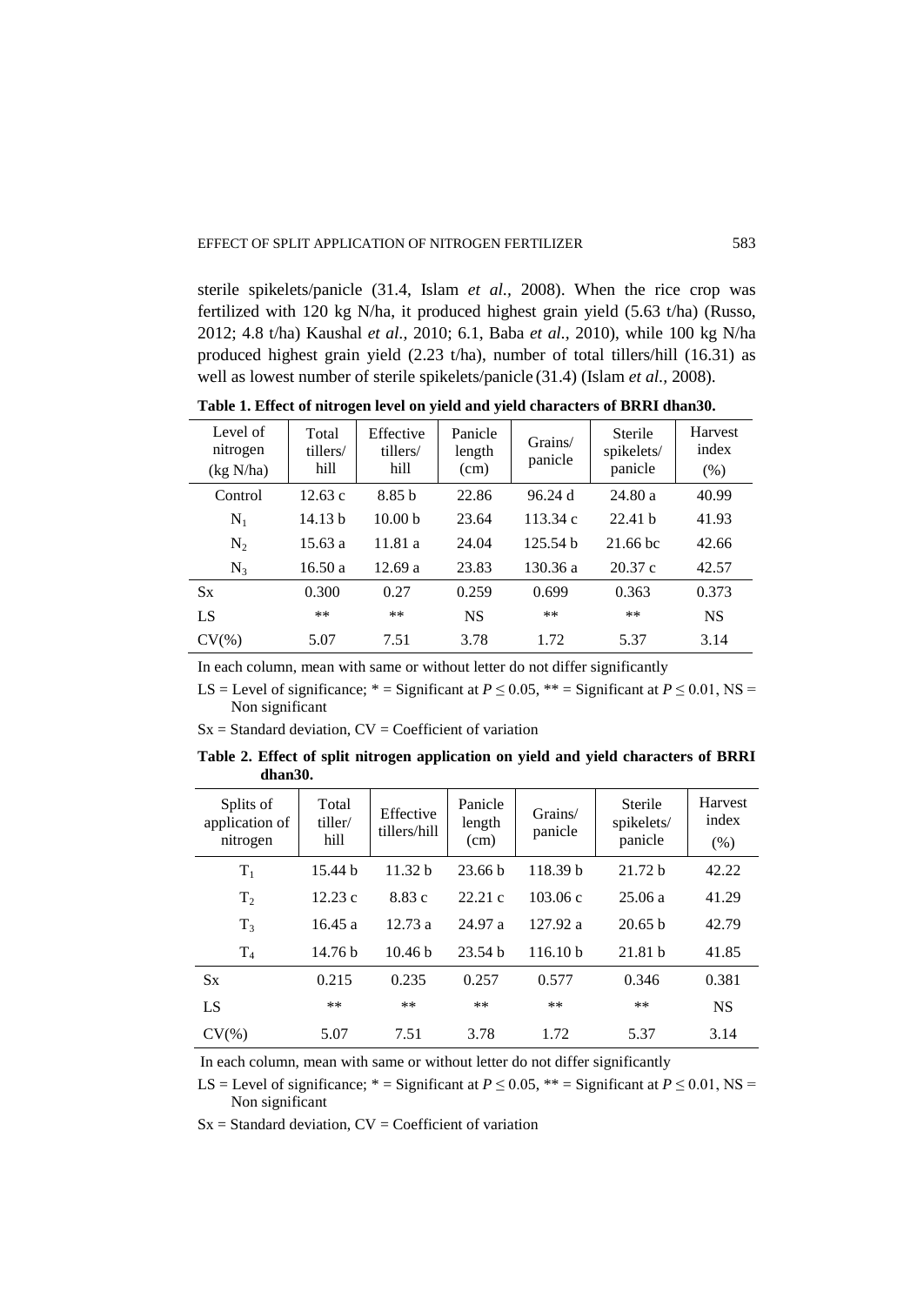sterile spikelets/panicle (31.4, Islam *et al.*, 2008). When the rice crop was fertilized with 120 kg N/ha, it produced highest grain yield (5.63 t/ha) (Russo, 2012; 4.8 t/ha) Kaushal *et al.*, 2010; 6.1, Baba *et al.*, 2010), while 100 kg N/ha produced highest grain yield (2.23 t/ha), number of total tillers/hill (16.31) as well as lowest number of sterile spikelets/panicle (31.4) (Islam *et al.*, 2008).

**Table 1. Effect of nitrogen level on yield and yield characters of BRRI dhan30.**

| Level of nitrogen (kg N/ha) | Total tillers/ hill | Effective tillers/ hill | Panicle length (cm) | Grains/ panicle | Sterile spikelets/ panicle | Harvest index (%) |
|---|---|---|---|---|---|---|
| Control | 12.63 c | 8.85 b | 22.86 | 96.24 d | 24.80 a | 40.99 |
| $N_1$ | 14.13 b | 10.00 b | 23.64 | 113.34 c | 22.41 b | 41.93 |
| $N_2$ | 15.63 a | 11.81 a | 24.04 | 125.54 b | 21.66 bc | 42.66 |
| $N_3$ | 16.50 a | 12.69 a | 23.83 | 130.36 a | 20.37 c | 42.57 |
| Sx | 0.300 | 0.27 | 0.259 | 0.699 | 0.363 | 0.373 |
| LS | ** | ** | NS | ** | ** | NS |
| CV(%) | 5.07 | 7.51 | 3.78 | 1.72 | 5.37 | 3.14 |

In each column, mean with same or without letter do not differ significantly

LS = Level of significance; * = Significant at $P \leq 0.05$, ** = Significant at $P \leq 0.01$, NS = Non significant

Sx = Standard deviation, CV = Coefficient of variation

**Table 2. Effect of split nitrogen application on yield and yield characters of BRRI dhan30.**

| Splits of application of nitrogen | Total tiller/ hill | Effective tillers/hill | Panicle length (cm) | Grains/ panicle | Sterile spikelets/ panicle | Harvest index (%) |
|---|---|---|---|---|---|---|
| $T_1$ | 15.44 b | 11.32 b | 23.66 b | 118.39 b | 21.72 b | 42.22 |
| $T_2$ | 12.23 c | 8.83 c | 22.21 c | 103.06 c | 25.06 a | 41.29 |
| $T_3$ | 16.45 a | 12.73 a | 24.97 a | 127.92 a | 20.65 b | 42.79 |
| $T_4$ | 14.76 b | 10.46 b | 23.54 b | 116.10 b | 21.81 b | 41.85 |
| Sx | 0.215 | 0.235 | 0.257 | 0.577 | 0.346 | 0.381 |
| LS | ** | ** | ** | ** | ** | NS |
| CV(%) | 5.07 | 7.51 | 3.78 | 1.72 | 5.37 | 3.14 |

In each column, mean with same or without letter do not differ significantly

LS = Level of significance; * = Significant at $P \leq 0.05$, ** = Significant at $P \leq 0.01$, NS = Non significant

Sx = Standard deviation, CV = Coefficient of variation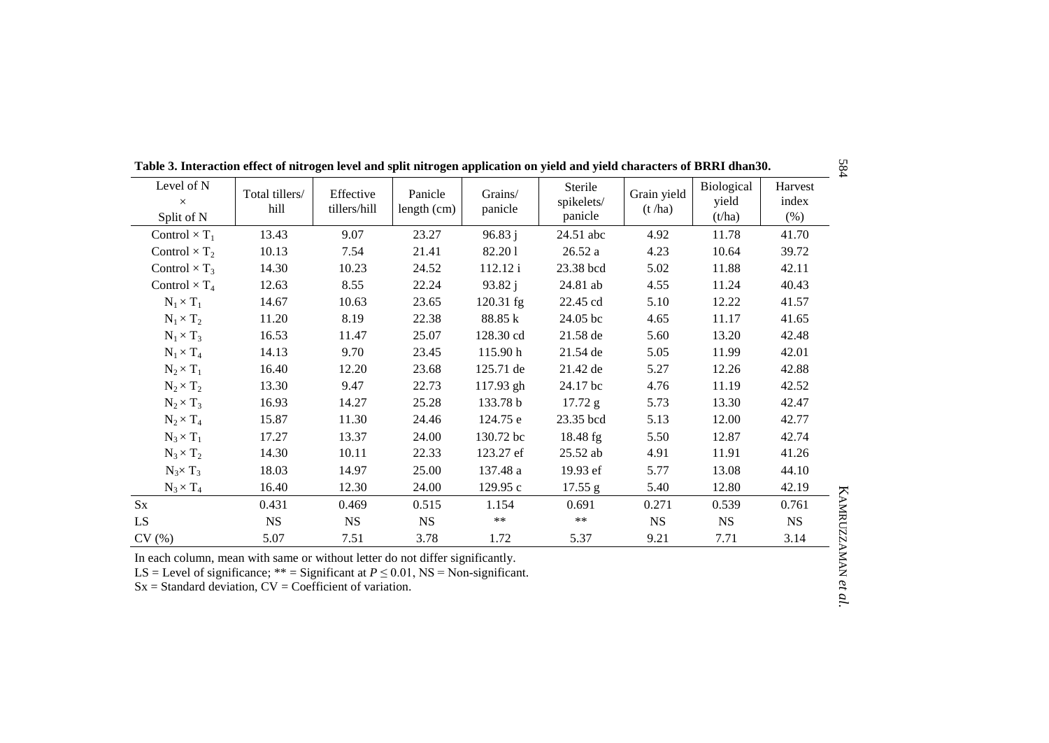**Table 3. Interaction effect of nitrogen level and split nitrogen application on yield and yield characters of BRRI dhan30.**

| Level of N × Split of N | Total tillers/ hill | Effective tillers/hill | Panicle length (cm) | Grains/ panicle | Sterile spikelets/ panicle | Grain yield (t /ha) | Biological yield (t/ha) | Harvest index (%) |
|---|---|---|---|---|---|---|---|---|
| Control × $T_1$ | 13.43 | 9.07 | 23.27 | 96.83 j | 24.51 abc | 4.92 | 11.78 | 41.70 |
| Control × $T_2$ | 10.13 | 7.54 | 21.41 | 82.20 l | 26.52 a | 4.23 | 10.64 | 39.72 |
| Control × $T_3$ | 14.30 | 10.23 | 24.52 | 112.12 i | 23.38 bcd | 5.02 | 11.88 | 42.11 |
| Control × $T_4$ | 12.63 | 8.55 | 22.24 | 93.82 j | 24.81 ab | 4.55 | 11.24 | 40.43 |
| $N_1 \times T_1$ | 14.67 | 10.63 | 23.65 | 120.31 fg | 22.45 cd | 5.10 | 12.22 | 41.57 |
| $N_1 \times T_2$ | 11.20 | 8.19 | 22.38 | 88.85 k | 24.05 bc | 4.65 | 11.17 | 41.65 |
| $N_1 \times T_3$ | 16.53 | 11.47 | 25.07 | 128.30 cd | 21.58 de | 5.60 | 13.20 | 42.48 |
| $N_1 \times T_4$ | 14.13 | 9.70 | 23.45 | 115.90 h | 21.54 de | 5.05 | 11.99 | 42.01 |
| $N_2 \times T_1$ | 16.40 | 12.20 | 23.68 | 125.71 de | 21.42 de | 5.27 | 12.26 | 42.88 |
| $N_2 \times T_2$ | 13.30 | 9.47 | 22.73 | 117.93 gh | 24.17 bc | 4.76 | 11.19 | 42.52 |
| $N_2 \times T_3$ | 16.93 | 14.27 | 25.28 | 133.78 b | 17.72 g | 5.73 | 13.30 | 42.47 |
| $N_2 \times T_4$ | 15.87 | 11.30 | 24.46 | 124.75 e | 23.35 bcd | 5.13 | 12.00 | 42.77 |
| $N_3 \times T_1$ | 17.27 | 13.37 | 24.00 | 130.72 bc | 18.48 fg | 5.50 | 12.87 | 42.74 |
| $N_3 \times T_2$ | 14.30 | 10.11 | 22.33 | 123.27 ef | 25.52 ab | 4.91 | 11.91 | 41.26 |
| $N_3 \times T_3$ | 18.03 | 14.97 | 25.00 | 137.48 a | 19.93 ef | 5.77 | 13.08 | 44.10 |
| $N_3 \times T_4$ | 16.40 | 12.30 | 24.00 | 129.95 c | 17.55 g | 5.40 | 12.80 | 42.19 |
| Sx | 0.431 | 0.469 | 0.515 | 1.154 | 0.691 | 0.271 | 0.539 | 0.761 |
| LS | NS | NS | NS | ** | ** | NS | NS | NS |
| CV (%) | 5.07 | 7.51 | 3.78 | 1.72 | 5.37 | 9.21 | 7.71 | 3.14 |

In each column, mean with same or without letter do not differ significantly.
LS = Level of significance; ** = Significant at $P \leq 0.01$, NS = Non-significant.
Sx = Standard deviation, CV = Coefficient of variation.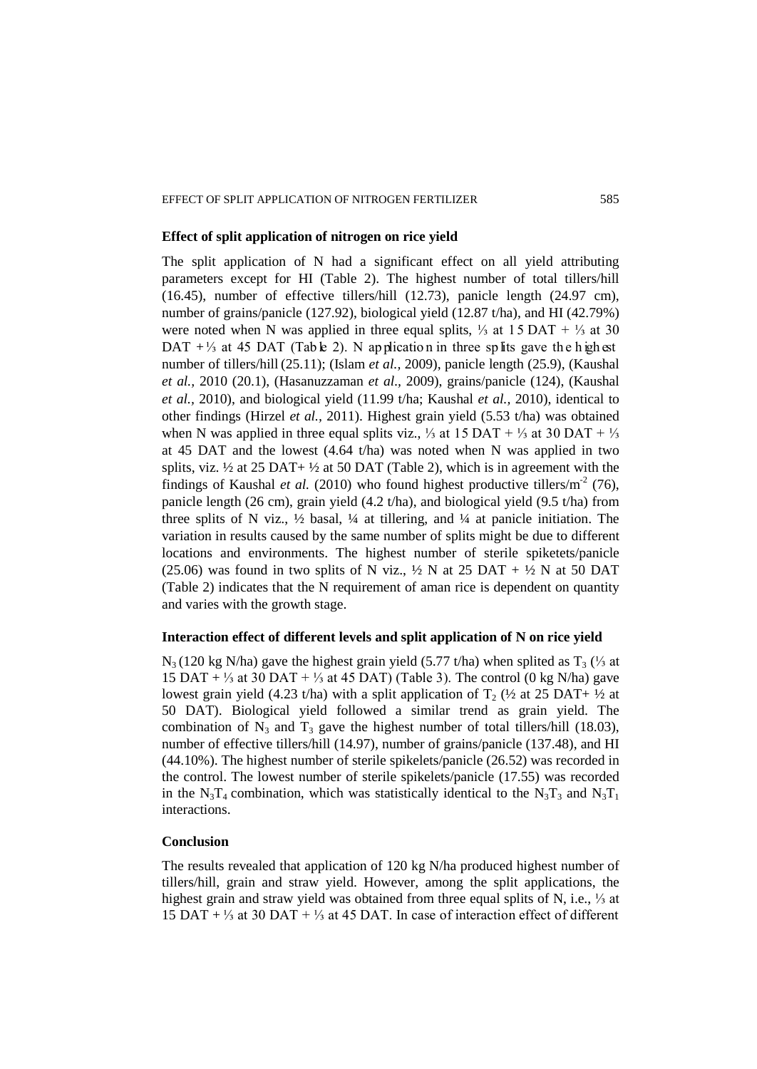### Effect of split application of nitrogen on rice yield

The split application of N had a significant effect on all yield attributing parameters except for HI (Table 2). The highest number of total tillers/hill (16.45), number of effective tillers/hill (12.73), panicle length (24.97 cm), number of grains/panicle (127.92), biological yield (12.87 t/ha), and HI (42.79%) were noted when N was applied in three equal splits, ⅓ at 15 DAT + ⅓ at 30 DAT + ⅓ at 45 DAT (Table 2). N application in three splits gave the highest number of tillers/hill (25.11); (Islam *et al.*, 2009), panicle length (25.9), (Kaushal *et al.*, 2010 (20.1), (Hasanuzzaman *et al.*, 2009), grains/panicle (124), (Kaushal *et al.*, 2010), and biological yield (11.99 t/ha; Kaushal *et al.*, 2010), identical to other findings (Hirzel *et al.*, 2011). Highest grain yield (5.53 t/ha) was obtained when N was applied in three equal splits viz., ⅓ at 15 DAT + ⅓ at 30 DAT + ⅓ at 45 DAT and the lowest (4.64 t/ha) was noted when N was applied in two splits, viz. ½ at 25 DAT+ ½ at 50 DAT (Table 2), which is in agreement with the findings of Kaushal *et al.* (2010) who found highest productive tillers/$m^{-2}$ (76), panicle length (26 cm), grain yield (4.2 t/ha), and biological yield (9.5 t/ha) from three splits of N viz., ½ basal, ¼ at tillering, and ¼ at panicle initiation. The variation in results caused by the same number of splits might be due to different locations and environments. The highest number of sterile spiketets/panicle (25.06) was found in two splits of N viz., ½ N at 25 DAT + ½ N at 50 DAT (Table 2) indicates that the N requirement of aman rice is dependent on quantity and varies with the growth stage.

### Interaction effect of different levels and split application of N on rice yield

$N_3$ (120 kg N/ha) gave the highest grain yield (5.77 t/ha) when splited as $T_3$ (⅓ at 15 DAT + ⅓ at 30 DAT + ⅓ at 45 DAT) (Table 3). The control (0 kg N/ha) gave lowest grain yield (4.23 t/ha) with a split application of $T_2$ (½ at 25 DAT+ ½ at 50 DAT). Biological yield followed a similar trend as grain yield. The combination of $N_3$ and $T_3$ gave the highest number of total tillers/hill (18.03), number of effective tillers/hill (14.97), number of grains/panicle (137.48), and HI (44.10%). The highest number of sterile spikelets/panicle (26.52) was recorded in the control. The lowest number of sterile spikelets/panicle (17.55) was recorded in the $N_3T_4$ combination, which was statistically identical to the $N_3T_3$ and $N_3T_1$ interactions.

### Conclusion

The results revealed that application of 120 kg N/ha produced highest number of tillers/hill, grain and straw yield. However, among the split applications, the highest grain and straw yield was obtained from three equal splits of N, i.e., ⅓ at 15 DAT + ⅓ at 30 DAT + ⅓ at 45 DAT. In case of interaction effect of different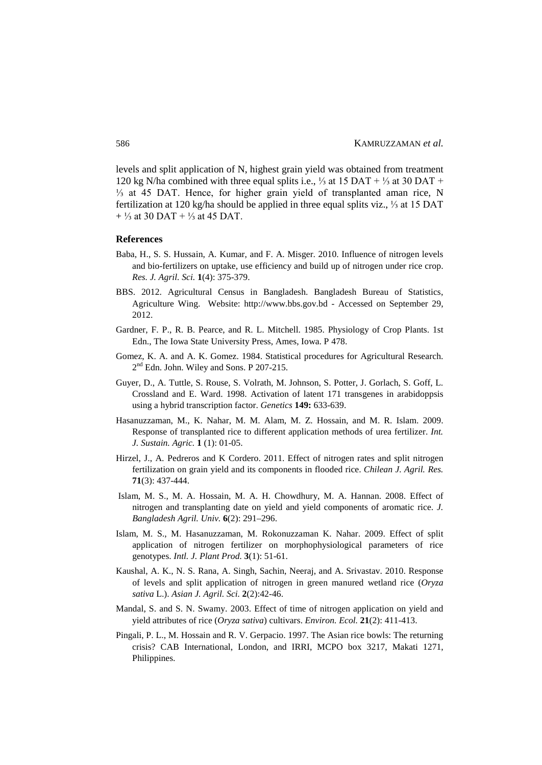levels and split application of N, highest grain yield was obtained from treatment 120 kg N/ha combined with three equal splits i.e., ⅓ at 15 DAT + ⅓ at 30 DAT + ⅓ at 45 DAT. Hence, for higher grain yield of transplanted aman rice, N fertilization at 120 kg/ha should be applied in three equal splits viz., ⅓ at 15 DAT + ⅓ at 30 DAT + ⅓ at 45 DAT.

## References

Baba, H., S. S. Hussain, A. Kumar, and F. A. Misger. 2010. Influence of nitrogen levels and bio-fertilizers on uptake, use efficiency and build up of nitrogen under rice crop. *Res. J. Agril. Sci.* **1**(4): 375-379.

BBS. 2012. Agricultural Census in Bangladesh. Bangladesh Bureau of Statistics, Agriculture Wing. Website: http://www.bbs.gov.bd - Accessed on September 29, 2012.

Gardner, F. P., R. B. Pearce, and R. L. Mitchell. 1985. Physiology of Crop Plants. 1st Edn., The Iowa State University Press, Ames, Iowa. P 478.

Gomez, K. A. and A. K. Gomez. 1984. Statistical procedures for Agricultural Research. 2nd Edn. John. Wiley and Sons. P 207-215.

Guyer, D., A. Tuttle, S. Rouse, S. Volrath, M. Johnson, S. Potter, J. Gorlach, S. Goff, L. Crossland and E. Ward. 1998. Activation of latent 171 transgenes in arabidoppsis using a hybrid transcription factor. *Genetics* **149:** 633-639.

Hasanuzzaman, M., K. Nahar, M. M. Alam, M. Z. Hossain, and M. R. Islam. 2009. Response of transplanted rice to different application methods of urea fertilizer. *Int. J. Sustain. Agric.* **1** (1): 01-05.

Hirzel, J., A. Pedreros and K Cordero. 2011. Effect of nitrogen rates and split nitrogen fertilization on grain yield and its components in flooded rice. *Chilean J. Agril. Res.* **71**(3): 437-444.

Islam, M. S., M. A. Hossain, M. A. H. Chowdhury, M. A. Hannan. 2008. Effect of nitrogen and transplanting date on yield and yield components of aromatic rice. *J. Bangladesh Agril. Univ.* **6**(2): 291–296.

Islam, M. S., M. Hasanuzzaman, M. Rokonuzzaman K. Nahar. 2009. Effect of split application of nitrogen fertilizer on morphophysiological parameters of rice genotypes. *Intl. J. Plant Prod.* **3**(1): 51-61.

Kaushal, A. K., N. S. Rana, A. Singh, Sachin, Neeraj, and A. Srivastav. 2010. Response of levels and split application of nitrogen in green manured wetland rice (*Oryza sativa* L.). *Asian J. Agril. Sci.* **2**(2):42-46.

Mandal, S. and S. N. Swamy. 2003. Effect of time of nitrogen application on yield and yield attributes of rice (*Oryza sativa*) cultivars. *Environ. Ecol.* **21**(2): 411-413.

Pingali, P. L., M. Hossain and R. V. Gerpacio. 1997. The Asian rice bowls: The returning crisis? CAB International, London, and IRRI, MCPO box 3217, Makati 1271, Philippines.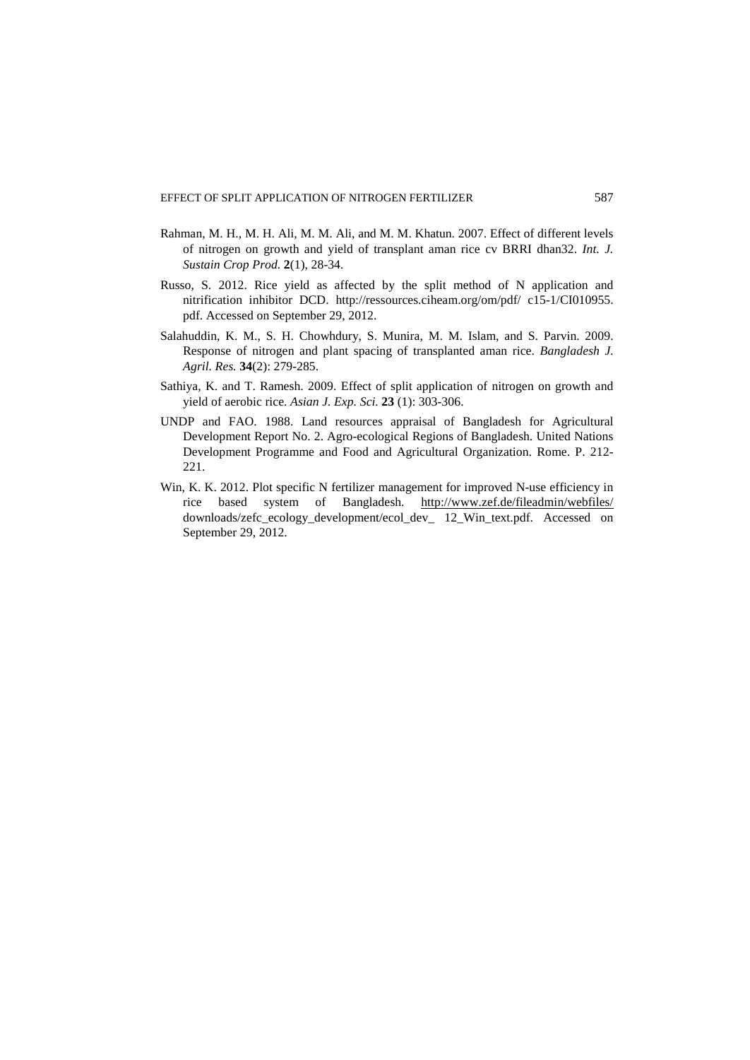Rahman, M. H., M. H. Ali, M. M. Ali, and M. M. Khatun. 2007. Effect of different levels of nitrogen on growth and yield of transplant aman rice cv BRRI dhan32. *Int. J. Sustain Crop Prod.* **2**(1), 28-34.

Russo, S. 2012. Rice yield as affected by the split method of N application and nitrification inhibitor DCD. http://ressources.ciheam.org/om/pdf/ c15-1/CI010955.pdf. Accessed on September 29, 2012.

Salahuddin, K. M., S. H. Chowhdury, S. Munira, M. M. Islam, and S. Parvin. 2009. Response of nitrogen and plant spacing of transplanted aman rice. *Bangladesh J. Agril. Res.* **34**(2): 279-285.

Sathiya, K. and T. Ramesh. 2009. Effect of split application of nitrogen on growth and yield of aerobic rice. *Asian J. Exp. Sci.* **23** (1): 303-306.

UNDP and FAO. 1988. Land resources appraisal of Bangladesh for Agricultural Development Report No. 2. Agro-ecological Regions of Bangladesh. United Nations Development Programme and Food and Agricultural Organization. Rome. P. 212-221.

Win, K. K. 2012. Plot specific N fertilizer management for improved N-use efficiency in rice based system of Bangladesh. http://www.zef.de/fileadmin/webfiles/ downloads/zefc_ecology_development/ecol_dev_ 12_Win_text.pdf. Accessed on September 29, 2012.